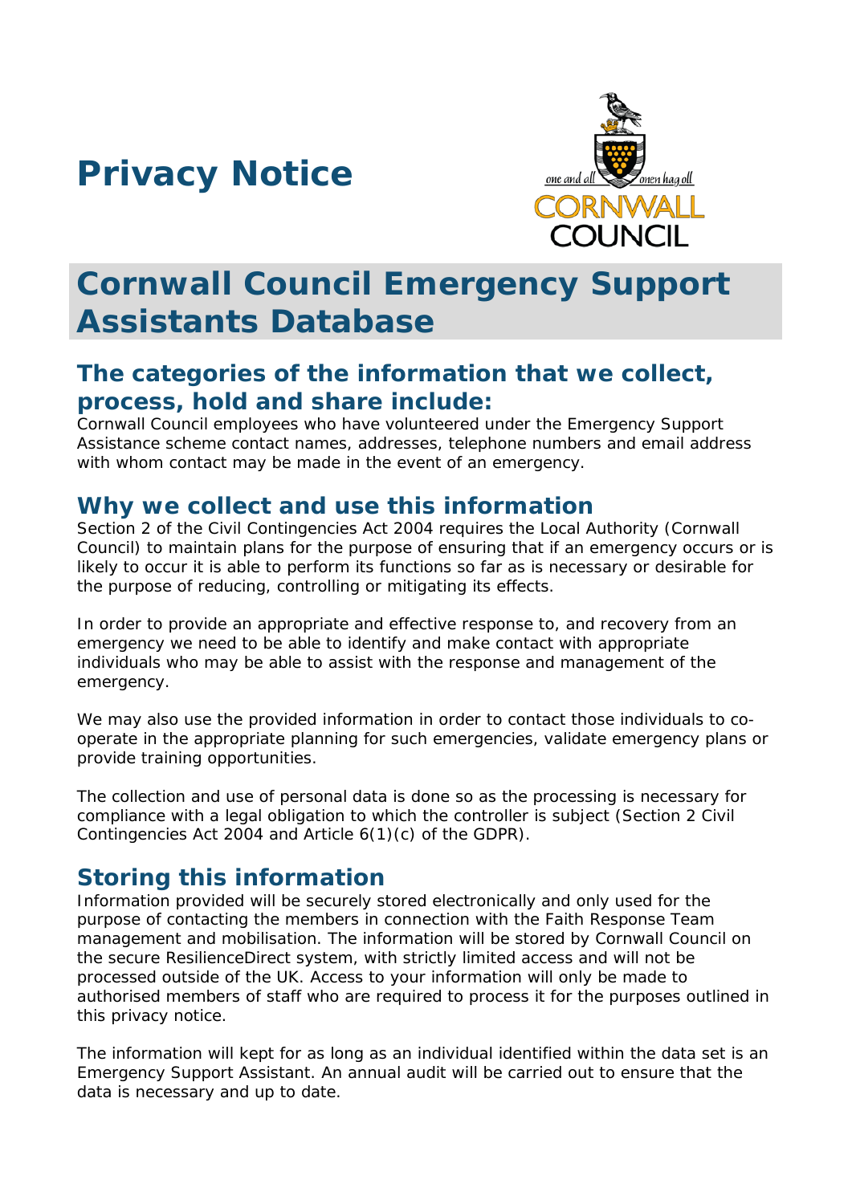# Privacy Notice

# Cornwall Council Emergency Support Assistants Database

## The categories of the information that we collect, process, hold and share include:

Cornwall Council employees who have volunteered under the Emergency Support Assistance scheme contact names, addresses, telephone numbers and email address with whom contact may be made in the event of an emergency.

## Why we collect and use this information

Section 2 of the Civil Contingencies Act 2004 requires the Local Authority (Cornwall Council) to maintain plans for the purpose of ensuring that if an emergency occurs or is likely to occur it is able to perform its functions so far as is necessary or desirable for the purpose of reducing, controlling or mitigating its effects.

In order to provide an appropriate and effective response to, and recovery from an emergency we need to be able to identify and make contact with appropriate individuals who may be able to assist with the response and management of the emergency.

We may also use the provided information in order to contact those individuals to co-operate in the appropriate planning for such emergencies, validate emergency plans or provide training opportunities.

The collection and use of personal data is done so as the processing is necessary for compliance with a legal obligation to which the controller is subject (Section 2 Civil Contingencies Act 2004 and Article 6(1)(c) of the GDPR).

## Storing this information

Information provided will be securely stored electronically and only used for the purpose of contacting the members in connection with the Faith Response Team management and mobilisation. The information will be stored by Cornwall Council on the secure ResilienceDirect system, with strictly limited access and will not be processed outside of the UK. Access to your information will only be made to authorised members of staff who are required to process it for the purposes outlined in this privacy notice.

The information will kept for as long as an individual identified within the data set is an Emergency Support Assistant. An annual audit will be carried out to ensure that the data is necessary and up to date.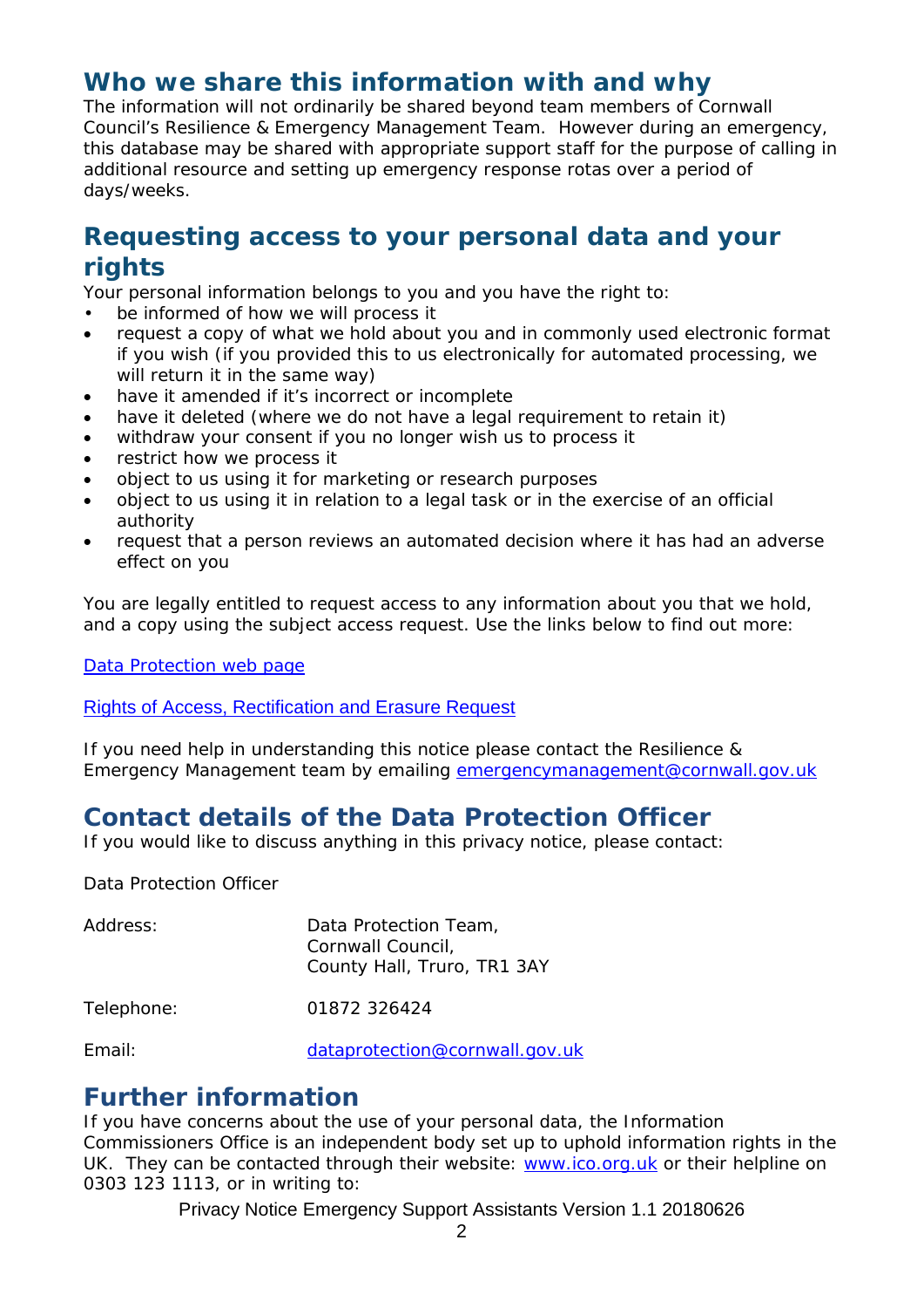## Who we share this information with and why

The information will not ordinarily be shared beyond team members of Cornwall Council's Resilience & Emergency Management Team. However during an emergency, this database may be shared with appropriate support staff for the purpose of calling in additional resource and setting up emergency response rotas over a period of days/weeks.

## Requesting access to your personal data and your rights

Your personal information belongs to you and you have the right to:

- be informed of how we will process it
- request a copy of what we hold about you and in commonly used electronic format if you wish (if you provided this to us electronically for automated processing, we will return it in the same way)
- have it amended if it's incorrect or incomplete
- have it deleted (where we do not have a legal requirement to retain it)
- withdraw your consent if you no longer wish us to process it
- restrict how we process it
- object to us using it for marketing or research purposes
- object to us using it in relation to a legal task or in the exercise of an official authority
- request that a person reviews an automated decision where it has had an adverse effect on you

You are legally entitled to request access to any information about you that we hold, and a copy using the subject access request. Use the links below to find out more:

Data Protection web page

Rights of Access, Rectification and Erasure Request

If you need help in understanding this notice please contact the Resilience & Emergency Management team by emailing emergencymanagement@cornwall.gov.uk

## Contact details of the Data Protection Officer

If you would like to discuss anything in this privacy notice, please contact:

Data Protection Officer

| | |
|---|---|
| Address: | Data Protection Team,<br>Cornwall Council,<br>County Hall, Truro, TR1 3AY |
| Telephone: | 01872 326424 |
| Email: | dataprotection@cornwall.gov.uk |

## Further information

If you have concerns about the use of your personal data, the Information Commissioners Office is an independent body set up to uphold information rights in the UK. They can be contacted through their website: www.ico.org.uk or their helpline on 0303 123 1113, or in writing to:

Privacy Notice Emergency Support Assistants Version 1.1 20180626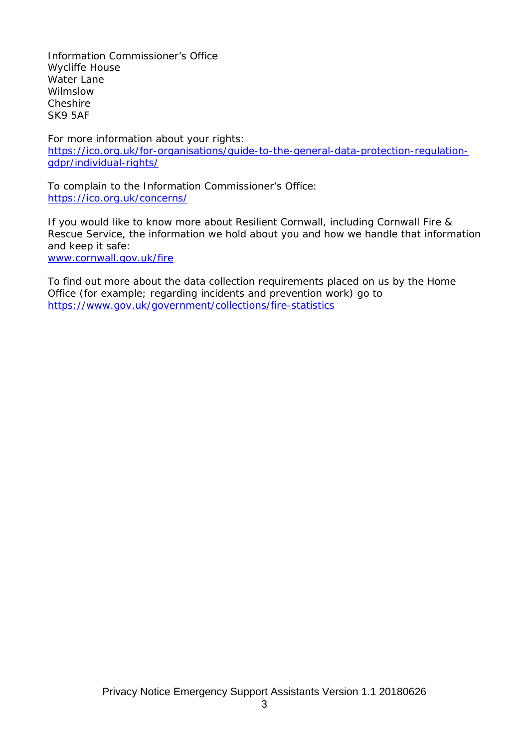Information Commissioner's Office
Wycliffe House
Water Lane
Wilmslow
Cheshire
SK9 5AF

For more information about your rights:
[https://ico.org.uk/for-organisations/guide-to-the-general-data-protection-regulation-gdpr/individual-rights/](https://ico.org.uk/for-organisations/guide-to-the-general-data-protection-regulation-gdpr/individual-rights/)

To complain to the Information Commissioner's Office:
[https://ico.org.uk/concerns/](https://ico.org.uk/concerns/)

If you would like to know more about Resilient Cornwall, including Cornwall Fire & Rescue Service, the information we hold about you and how we handle that information and keep it safe:
[www.cornwall.gov.uk/fire](http://www.cornwall.gov.uk/fire)

To find out more about the data collection requirements placed on us by the Home Office (for example; regarding incidents and prevention work) go to [https://www.gov.uk/government/collections/fire-statistics](https://www.gov.uk/government/collections/fire-statistics)